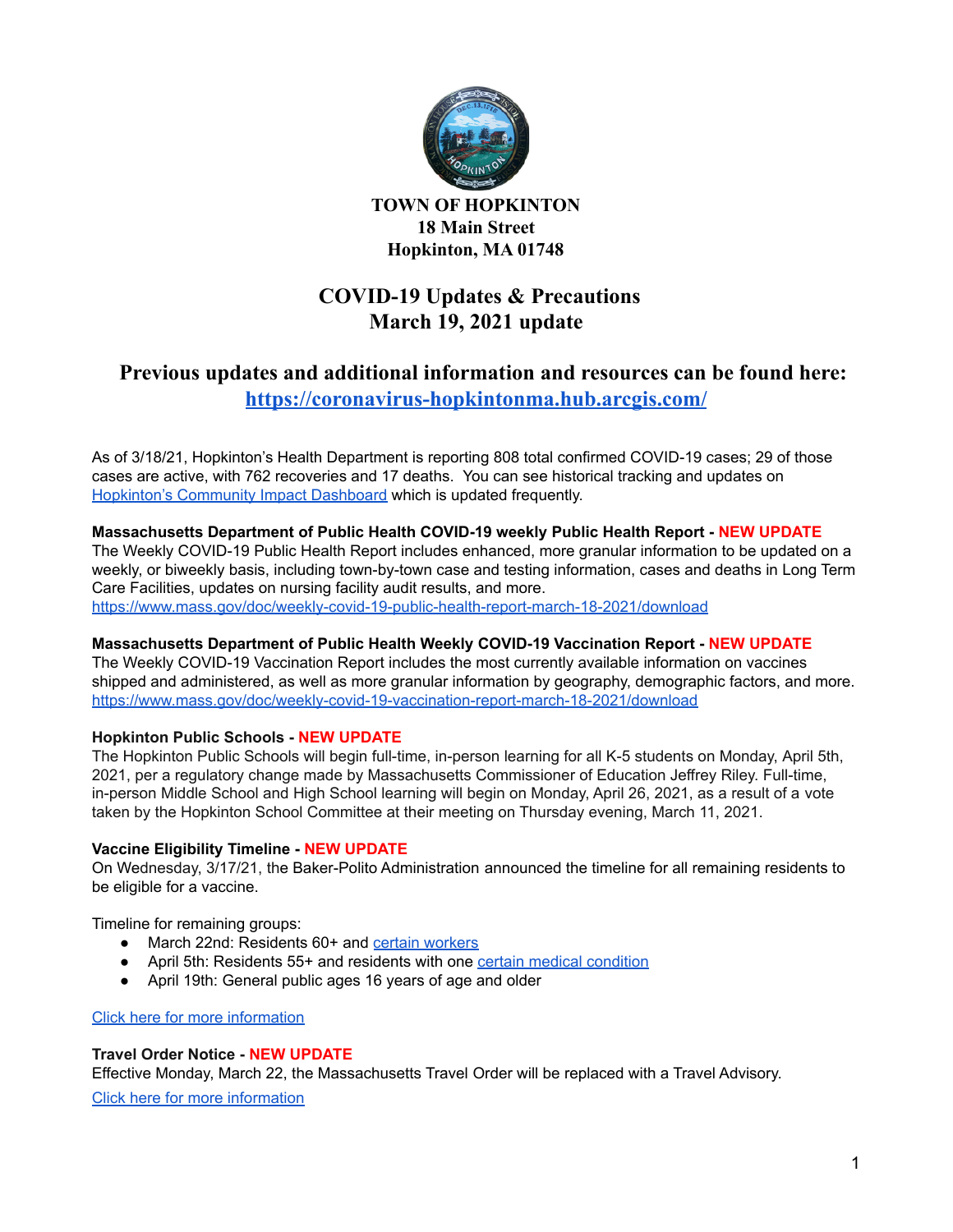**TOWN OF HOPKINTON**
**18 Main Street**
**Hopkinton, MA 01748**

# COVID-19 Updates & Precautions
# March 19, 2021 update

## Previous updates and additional information and resources can be found here: [https://coronavirus-hopkintonma.hub.arcgis.com/](https://coronavirus-hopkintonma.hub.arcgis.com/)

As of 3/18/21, Hopkinton's Health Department is reporting 808 total confirmed COVID-19 cases; 29 of those cases are active, with 762 recoveries and 17 deaths. You can see historical tracking and updates on [Hopkinton's Community Impact Dashboard](https://coronavirus-hopkintonma.hub.arcgis.com/) which is updated frequently.

**Massachusetts Department of Public Health COVID-19 weekly Public Health Report - NEW UPDATE**
The Weekly COVID-19 Public Health Report includes enhanced, more granular information to be updated on a weekly, or biweekly basis, including town-by-town case and testing information, cases and deaths in Long Term Care Facilities, updates on nursing facility audit results, and more.
[https://www.mass.gov/doc/weekly-covid-19-public-health-report-march-18-2021/download](https://www.mass.gov/doc/weekly-covid-19-public-health-report-march-18-2021/download)

**Massachusetts Department of Public Health Weekly COVID-19 Vaccination Report - NEW UPDATE**
The Weekly COVID-19 Vaccination Report includes the most currently available information on vaccines shipped and administered, as well as more granular information by geography, demographic factors, and more.
[https://www.mass.gov/doc/weekly-covid-19-vaccination-report-march-18-2021/download](https://www.mass.gov/doc/weekly-covid-19-vaccination-report-march-18-2021/download)

**Hopkinton Public Schools - NEW UPDATE**
The Hopkinton Public Schools will begin full-time, in-person learning for all K-5 students on Monday, April 5th, 2021, per a regulatory change made by Massachusetts Commissioner of Education Jeffrey Riley. Full-time, in-person Middle School and High School learning will begin on Monday, April 26, 2021, as a result of a vote taken by the Hopkinton School Committee at their meeting on Thursday evening, March 11, 2021.

**Vaccine Eligibility Timeline - NEW UPDATE**
On Wednesday, 3/17/21, the Baker-Polito Administration announced the timeline for all remaining residents to be eligible for a vaccine.

Timeline for remaining groups:

- March 22nd: Residents 60+ and certain workers
- April 5th: Residents 55+ and residents with one certain medical condition
- April 19th: General public ages 16 years of age and older

Click here for more information

**Travel Order Notice - NEW UPDATE**
Effective Monday, March 22, the Massachusetts Travel Order will be replaced with a Travel Advisory.

Click here for more information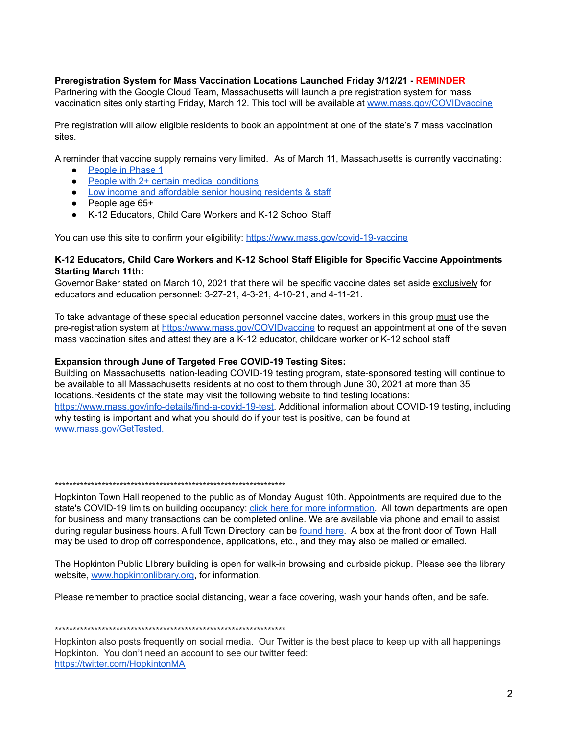**Preregistration System for Mass Vaccination Locations Launched Friday 3/12/21 - REMINDER**
Partnering with the Google Cloud Team, Massachusetts will launch a pre registration system for mass vaccination sites only starting Friday, March 12. This tool will be available at [www.mass.gov/COVIDvaccine](www.mass.gov/COVIDvaccine)

Pre registration will allow eligible residents to book an appointment at one of the state's 7 mass vaccination sites.

A reminder that vaccine supply remains very limited. As of March 11, Massachusetts is currently vaccinating:

- People in Phase 1
- People with 2+ certain medical conditions
- Low income and affordable senior housing residents & staff
- People age 65+
- K-12 Educators, Child Care Workers and K-12 School Staff

You can use this site to confirm your eligibility: https://www.mass.gov/covid-19-vaccine

**K-12 Educators, Child Care Workers and K-12 School Staff Eligible for Specific Vaccine Appointments Starting March 11th:**
Governor Baker stated on March 10, 2021 that there will be specific vaccine dates set aside exclusively for educators and education personnel: 3-27-21, 4-3-21, 4-10-21, and 4-11-21.

To take advantage of these special education personnel vaccine dates, workers in this group must use the pre-registration system at https://www.mass.gov/COVIDvaccine to request an appointment at one of the seven mass vaccination sites and attest they are a K-12 educator, childcare worker or K-12 school staff

**Expansion through June of Targeted Free COVID-19 Testing Sites:**
Building on Massachusetts' nation-leading COVID-19 testing program, state-sponsored testing will continue to be available to all Massachusetts residents at no cost to them through June 30, 2021 at more than 35 locations.Residents of the state may visit the following website to find testing locations: https://www.mass.gov/info-details/find-a-covid-19-test. Additional information about COVID-19 testing, including why testing is important and what you should do if your test is positive, can be found at www.mass.gov/GetTested.

*******************************************************************

Hopkinton Town Hall reopened to the public as of Monday August 10th. Appointments are required due to the state's COVID-19 limits on building occupancy: click here for more information. All town departments are open for business and many transactions can be completed online. We are available via phone and email to assist during regular business hours. A full Town Directory can be found here. A box at the front door of Town Hall may be used to drop off correspondence, applications, etc., and they may also be mailed or emailed.

The Hopkinton Public LIbrary building is open for walk-in browsing and curbside pickup. Please see the library website, www.hopkintonlibrary.org, for information.

Please remember to practice social distancing, wear a face covering, wash your hands often, and be safe.

*******************************************************************

Hopkinton also posts frequently on social media. Our Twitter is the best place to keep up with all happenings Hopkinton. You don't need an account to see our twitter feed:
https://twitter.com/HopkintonMA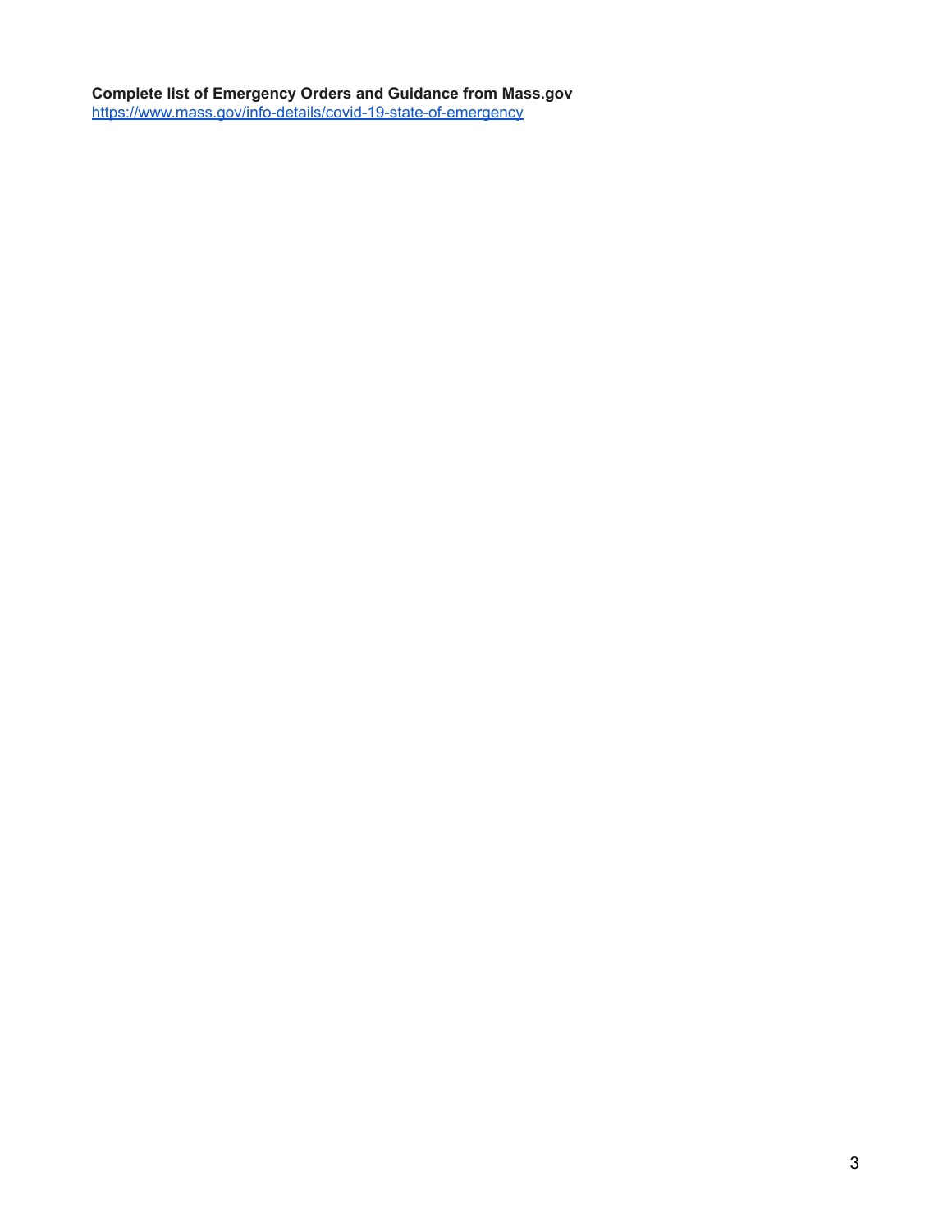**Complete list of Emergency Orders and Guidance from Mass.gov**
https://www.mass.gov/info-details/covid-19-state-of-emergency